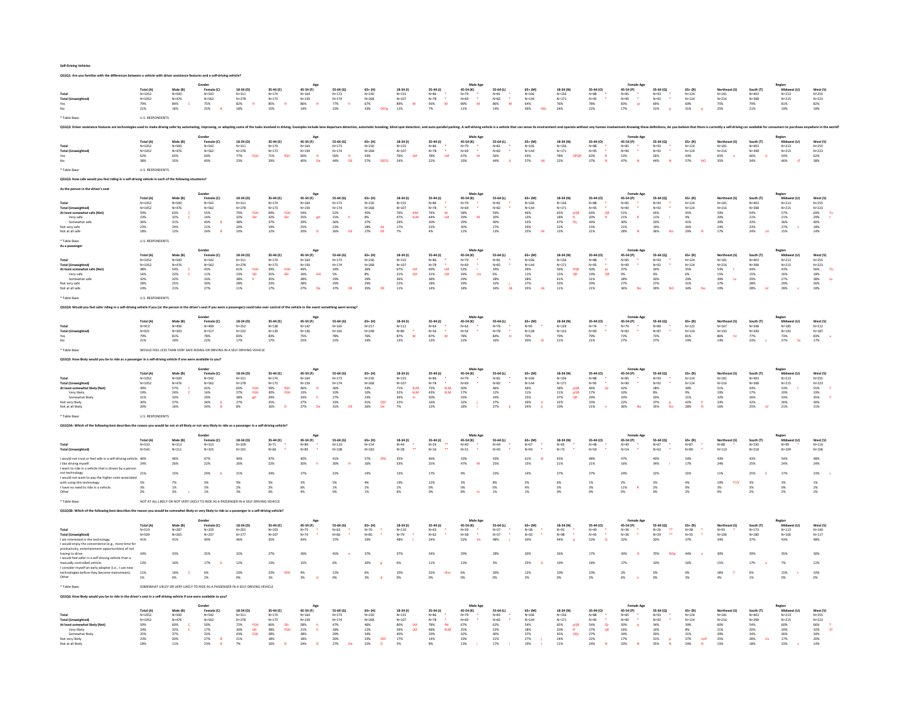**Self-Driving Vehicles**

**QS1Q1: Are you familiar with the differences between a vehicle with driver assistance features and a self-driving vehicle?**

| | | Gender | | Age | | | | | Male Age | | | | | Female Age | | | | | Region | | | |
|---|---|---|---|---|---|---|---|---|---|---|---|---|---|---|---|---|---|---|---|---|---|---|
| | Total (A) | Male (B) | Female (C) | 18-34 (D) | 35-44 (E) | 45-54 (F) | 55-64 (G) | 65+ (H) | 18-34 (I) | 35-44 (J) | 45-54 (K) | 55-64 (L) | 65+ (M) | 18-34 (N) | 35-44 (O) | 45-54 (P) | 55-64 (Q) | 65+ (R) | Northeast (S) | South (T) | Midwest (U) | West (V) |
| Total | N=1052 | N=500 | N=542 | N=311 | N=174 | N=164 | N=173 | N=230 | N=155 | N=86 * | N=79 * | N=81 * | N=106 | N=156 | N=88 * | N=85 * | N=93 * | N=124 | N=181 | N=403 | N=213 | N=255 |
| Total (Unweighted) | N=1052 | N=476 | N=562 | N=278 | N=173 | N=159 | N=174 | N=268 | N=107 | N=78 * | N=69 * | N=82 * | N=144 | N=171 | N=95 * | N=90 * | N=92 * | N=124 | N=216 | N=398 | N=215 | N=223 |
| Yes | 79% | 84% C | 75% | 82% H | 85% H | 86% H | 77% h | 67% | 89% M | 93% M | 89% M | 86% M | 64% | 76% | 78% | 83% qr | 69% | 69% | 75% | 79% | 81% | 82% |
| No | 21% | 16% | 25% B | 18% | 15% | 14% | 23% | 33% DEFg | 11% | 7% | 11% | 14% | 36% IJKL | 24% | 22% | 17% | 31% p | 31% p | 25% | 21% | 19% | 18% |

* Table Base: U.S. RESPONDENTS

**QS1Q2: Driver assistance features are technologies used to make driving safer by automating, improving, or adapting some of the tasks involved in driving. Examples include lane departure detection, automatic breaking, blind spot detection, and auto-parallel parking. A self-driving vehicle is a vehicle that can sense its environment and operate without any human involvement.Knowing these definitions, do you believe that there is currently a self-driving car available for consumers to purchase anywhere in the world?**

| | | Gender | | Age | | | | | Male Age | | | | | Female Age | | | | | Region | | | |
|---|---|---|---|---|---|---|---|---|---|---|---|---|---|---|---|---|---|---|---|---|---|---|
| | Total (A) | Male (B) | Female (C) | 18-34 (D) | 35-44 (E) | 45-54 (F) | 55-64 (G) | 65+ (H) | 18-34 (I) | 35-44 (J) | 45-54 (K) | 55-64 (L) | 65+ (M) | 18-34 (N) | 35-44 (O) | 45-54 (P) | 55-64 (Q) | 65+ (R) | Northeast (S) | South (T) | Midwest (U) | West (V) |
| Total | N=1052 | N=500 | N=542 | N=311 | N=174 | N=164 | N=173 | N=230 | N=155 | N=86 * | N=79 * | N=81 * | N=106 | N=156 | N=88 * | N=85 * | N=93 * | N=124 | N=181 | N=403 | N=213 | N=255 |
| Total (Unweighted) | N=1052 | N=476 | N=562 | N=278 | N=173 | N=159 | N=174 | N=268 | N=107 | N=78 * | N=69 * | N=82 * | N=144 | N=171 | N=95 * | N=90 * | N=92 * | N=124 | N=216 | N=398 | N=215 | N=223 |
| Yes | 62% | 65% | 60% | 77% FGH | 71% fGH | 60% H | 56% H | 43% | 76% LM | 78% LM | 67% M | 56% | 43% | 78% OPQR | 63% R | 53% | 56% | 43% | 65% u | 66% U | 54% | 62% |
| No | 38% | 35% | 40% | 23% | 29% | 40% De | 44% DE | 57% DEFG | 24% | 22% | 33% | 44% IJ | 57% IJK | 22% | 37% N | 47% N | 44% N | 57% NO | 35% | 34% | 46% sT | 38% |

* Table Base: U.S. RESPONDENTS

**QS1Q3: How safe would you feel riding in a self-driving vehicle in each of the following situations?**

**As the person in the driver's seat**

| | | Gender | | Age | | | | | Male Age | | | | | Female Age | | | | | Region | | | |
|---|---|---|---|---|---|---|---|---|---|---|---|---|---|---|---|---|---|---|---|---|---|---|
| | Total (A) | Male (B) | Female (C) | 18-34 (D) | 35-44 (E) | 45-54 (F) | 55-64 (G) | 65+ (H) | 18-34 (I) | 35-44 (J) | 45-54 (K) | 55-64 (L) | 65+ (M) | 18-34 (N) | 35-44 (O) | 45-54 (P) | 55-64 (Q) | 65+ (R) | Northeast (S) | South (T) | Midwest (U) | West (V) |
| Total | N=1052 | N=500 | N=542 | N=311 | N=174 | N=164 | N=173 | N=230 | N=155 | N=86 * | N=79 * | N=81 * | N=106 | N=156 | N=88 * | N=85 * | N=93 * | N=124 | N=181 | N=403 | N=213 | N=255 |
| Total (Unweighted) | N=1052 | N=476 | N=562 | N=278 | N=173 | N=159 | N=174 | N=268 | N=107 | N=78 * | N=69 * | N=82 * | N=144 | N=171 | N=95 * | N=90 * | N=92 * | N=124 | N=216 | N=398 | N=215 | N=223 |
| At least somewhat safe (Net) | 59% | 63% C | 55% | 70% FGH | 69% fGH | 54% | 52% | 45% | 76% klM | 74% M | 58% | 59% | 46% | 65% pQR | 64% QR | 51% | 45% | 45% | 59% | 54% | 57% | 69% Tu |
| Very safe | 23% | 32% C | 14% | 32% GH | 32% GH | 25% gH | 15% h | 8% | 47% kLM | 44% LM | 29% M | 20% | 13% | 18% R | 20% R | 21% R | 11% r | 4% | 20% | 21% | 21% | 29% t |
| Somewhat safe | 36% | 31% | 40% B | 38% | 37% | 29% | 36% | 37% | 29% | 30% | 29% | 40% | 33% | 47% Pq | 44% | 30% | 33% | 41% | 39% | 33% | 36% | 40% |
| Not very safe | 23% | 24% | 21% | 20% | 19% | 25% | 23% | 28% de | 17% | 22% | 30% | 27% | 29% | 22% | 15% | 21% | 19% | 26% | 24% | 23% | 27% v | 18% |
| Not at all safe | 18% | 12% | 24% B | 10% | 12% | 20% D | 26% DE | 27% DE | 7% | 4% | 12% | 13% | 25% IJk | 13% | 21% | 28% N | 36% No | 29% N | 17% | 24% sV | 15% | 14% |

* Table Base: U.S. RESPONDENTS

**As a passenger**

| | | Gender | | Age | | | | | Male Age | | | | | Female Age | | | | | Region | | | |
|---|---|---|---|---|---|---|---|---|---|---|---|---|---|---|---|---|---|---|---|---|---|---|
| | Total (A) | Male (B) | Female (C) | 18-34 (D) | 35-44 (E) | 45-54 (F) | 55-64 (G) | 65+ (H) | 18-34 (I) | 35-44 (J) | 45-54 (K) | 55-64 (L) | 65+ (M) | 18-34 (N) | 35-44 (O) | 45-54 (P) | 55-64 (Q) | 65+ (R) | Northeast (S) | South (T) | Midwest (U) | West (V) |
| Total | N=1052 | N=500 | N=542 | N=311 | N=174 | N=164 | N=173 | N=230 | N=155 | N=86 * | N=79 * | N=81 * | N=106 | N=156 | N=88 * | N=85 * | N=93 * | N=124 | N=181 | N=403 | N=213 | N=255 |
| Total (Unweighted) | N=1052 | N=476 | N=562 | N=278 | N=173 | N=159 | N=174 | N=268 | N=107 | N=78 * | N=69 * | N=82 * | N=144 | N=171 | N=95 * | N=90 * | N=92 * | N=124 | N=216 | N=398 | N=215 | N=223 |
| At least somewhat safe (Net) | 48% | 54% C | 43% | 61% FGH | 59% FGH | 44% | 34% | 36% | 67% LM | 69% LM | 53% l | 34% | 39% | 56% PQR | 50% qr | 37% | 34% | 35% | 53% t | 44% | 43% | 56% TU |
| Very safe | 16% | 22% C | 11% | 23% GH | 25% GH | 16% GH | 5% | 8% | 31% LM | 31% LM | 24% Lm | 6% | 11% | 15% QR | 19% QR | 9% | 4% | 6% | 15% | 15% | 16% | 18% |
| Somewhat safe | 32% | 32% | 33% | 38% h | 35% | 28% | 29% | 29% | 36% | 38% | 29% | 28% | 28% | 41% | 31% | 28% | 30% | 29% | 39% tu | 29% | 27% | 38% tu |
| Not very safe | 28% | 25% | 30% | 28% | 23% | 28% | 29% | 29% | 22% | 18% | 29% | 32% j | 27% | 33% | 29% | 27% | 27% | 31% | 27% | 28% | 29% | 26% |
| Not at all safe | 24% | 21% | 27% | 11% | 17% | 27% De | 37% DE | 35% DE | 11% | 14% | 18% | 34% IJk | 35% IJk | 11% | 21% | 36% No | 39% NO | 34% No | 19% | 28% sV | 28% v | 18% |

* Table Base: U.S. RESPONDENTS

**QS1Q4: Would you feel safer riding in a self-driving vehicle if you (or the person in the driver's seat if you were a passenger) could take over control of the vehicle in the event something went wrong?**

| | | Gender | | Age | | | | | Male Age | | | | | Female Age | | | | | Region | | | |
|---|---|---|---|---|---|---|---|---|---|---|---|---|---|---|---|---|---|---|---|---|---|---|
| | Total (A) | Male (B) | Female (C) | 18-34 (D) | 35-44 (E) | 45-54 (F) | 55-64 (G) | 65+ (H) | 18-34 (I) | 35-44 (J) | 45-54 (K) | 55-64 (L) | 65+ (M) | 18-34 (N) | 35-44 (O) | 45-54 (P) | 55-64 (Q) | 65+ (R) | Northeast (S) | South (T) | Midwest (U) | West (V) |
| Total | N=913 | N=406 | N=499 | N=252 | N=138 | N=142 | N=165 | N=217 | N=112 | N=64 * | N=63 * | N=76 * | N=95 * | N=139 | N=74 * | N=79 * | N=89 * | N=122 | N=167 | N=348 | N=185 | N=212 |
| Total (Unweighted) | N=921 | N=393 | N=517 | N=233 | N=136 | N=136 | N=165 | N=248 | N=80 * | N=56 * | N=54 * | N=78 * | N=128 | N=153 | N=83 * | N=82 * | N=87 * | N=120 | N=193 | N=349 | N=192 | N=187 |
| Yes | 79% | 81% | 78% | 83% | 83% | 75% | 78% | 76% | 87% M | 87% M | 78% | 84% m | 70% | 79% | 79% | 73% | 73% | 81% | 86% tU | 77% | 73% | 83% u |
| No | 21% | 19% | 22% | 17% | 17% | 25% | 22% | 24% | 13% | 13% | 22% | 16% | 30% IJl | 21% | 21% | 27% | 27% | 19% | 14% | 23% s | 27% Se | 17% |

* Table Base: WOULD FEEL LESS THAN VERY SAFE RIDING OR DRIVING IN A SELF DRIVING VEHICLE

**QS1Q5: How likely would you be to ride as a passenger in a self-driving vehicle if one were available to you?**

| | | Gender | | Age | | | | | Male Age | | | | | Female Age | | | | | Region | | | |
|---|---|---|---|---|---|---|---|---|---|---|---|---|---|---|---|---|---|---|---|---|---|---|
| | Total (A) | Male (B) | Female (C) | 18-34 (D) | 35-44 (E) | 45-54 (F) | 55-64 (G) | 65+ (H) | 18-34 (I) | 35-44 (J) | 45-54 (K) | 55-64 (L) | 65+ (M) | 18-34 (N) | 35-44 (O) | 45-54 (P) | 55-64 (Q) | 65+ (R) | Northeast (S) | South (T) | Midwest (U) | West (V) |
| Total | N=1052 | N=500 | N=542 | N=311 | N=174 | N=164 | N=173 | N=230 | N=155 | N=86 * | N=79 * | N=81 * | N=106 | N=156 | N=88 * | N=85 * | N=93 * | N=124 | N=181 | N=403 | N=213 | N=255 |
| Total (Unweighted) | N=1052 | N=476 | N=562 | N=278 | N=173 | N=159 | N=174 | N=268 | N=107 | N=78 * | N=69 * | N=82 * | N=144 | N=171 | N=95 * | N=90 * | N=92 * | N=124 | N=216 | N=398 | N=215 | N=223 |
| At least somewhat likely (Net) | 49% | 57% C | 42% | 65% FGH | 59% fGH | 46% H | 36% | 33% | 71% KLM | 73% KLM | 50% | 46% | 36% | 58% pQR | 46% Qr | 42% | 28% | 30% | 51% | 43% | 53% t | 55% T |
| Very likely | 19% | 24% C | 14% | 27% FGH | 30% FGH | 13% | 10% | 10% | 32% klM | 43% KLM | 17% | 12% | 11% | 21% pQR | 17% | 10% | 8% | 9% | 19% | 17% | 20% | 19% |
| Somewhat likely | 31% | 33% | 29% | 38% gH | 29% | 33% h | 27% | 23% | 39% m | 30% | 33% | 34% | 25% | 37% QR | 29% | 33% | 20% | 21% | 32% | 26% | 33% | 35% T |
| Not very likely | 30% | 27% | 34% b | 27% | 25% | 27% | 33% | 41% DEF | 22% | 16% | 32% j | 27% | 39% IJ | 32% | 33% | 22% | 37% p | 42% P | 33% | 32% | 26% | 30% |
| Not at all likely | 20% | 16% | 24% B | 8% | 16% D | 27% De | 31% DE | 26% De | 7% | 12% | 18% i | 27% Ij | 24% Ij | 10% | 21% n | 36% No | 35% No | 28% N | 16% | 25% sV | 21% | 15% |

* Table Base: U.S. RESPONDENTS

**QS1Q5A: Which of the following best describes the reason you would be not at all likely or not very likely to ride as a passenger in a self-driving vehicle?**

| | | Gender | | Age | | | | | Male Age | | | | | Female Age | | | | | Region | | | |
|---|---|---|---|---|---|---|---|---|---|---|---|---|---|---|---|---|---|---|---|---|---|---|
| | Total (A) | Male (B) | Female (C) | 18-34 (D) | 35-44 (E) | 45-54 (F) | 55-64 (G) | 65+ (H) | 18-34 (I) | 35-44 (J) | 45-54 (K) | 55-64 (L) | 65+ (M) | 18-34 (N) | 35-44 (O) | 45-54 (P) | 55-64 (Q) | 65+ (R) | Northeast (S) | South (T) | Midwest (U) | West (V) |
| Total | N=533 | N=213 | N=313 | N=109 | N=71 * | N=80 * | N=110 | N=154 | N=44 * | N=24 ** | N=40 * | N=44 * | N=67 * | N=65 * | N=48 * | N=49 * | N=67 * | N=87 * | N=88 * | N=230 | N=99 * | N=116 |
| Total (Unweighted) | N=543 | N=211 | N=325 | N=101 | N=66 * | N=85 * | N=108 | N=183 | N=28 ** | N=16 ** | N=31 * | N=45 * | N=94 * | N=73 * | N=50 * | N=54 * | N=63 * | N=89 * | N=110 | N=218 | N=109 | N=106 |
| I would not trust or feel safe in a self-driving vehicle. | 46% | 46% | 47% | 40% | 47% | 40% | 41% | 57% DfG | 35% | 46% | 33% | 43% | 61% IK | 43% | 48% | 47% | 40% | 54% | 43% | 43% | 54% | 48% |
| I like driving myself. | 24% | 26% | 22% | 26% | 22% | 30% h | 30% H | 16% | 33% | 25% | 47% M | 25% | 15% | 21% | 21% | 16% | 34% r | 17% | 24% | 25% | 24% | 24% |
| I want to ride in a vehicle that is driven by a person not technology. | 21% | 15% | 24% b | 21% | 24% | 17% | 22% | 19% | 13% | 17% | 9% | 23% | 14% | 27% | 27% | 24% | 22% | 23% | 11% | 25% S | 17% | 23% s |
| I would not want to pay the higher costs associated with using this technology. | 5% | 7% | 3% | 9% | 5% | 3% | 5% | 4% | 13% | 12% | 3% | 8% | 5% | 6% | 1% | 2% | 2% | 4% | 19% TUV | 3% | 3% | 1% |
| I have no need to ride in a vehicle. | 3% | 1% | 3% | 2% | 2% | 6% | 1% | 2% | 1% | 0% | 0% | 0% | 4% | 3% | 3% | 11% R | 2% | 0% | 3% | 3% | 0% | 2% |
| Other | 2% | 3% c | 1% | 3% | 0% | 4% | 0% | 1% | 6% | 0% | 8% m | 1% | 1% | 0% | 0% | 0% | 0% | 2% | 0% | 2% | 2% | 2% |

* Table Base: NOT AT ALL LIKELY OR NOT VERY LIKELY TO RIDE AS A PASSENGER IN A SELF-DRIVING VEHICLE

**QS1Q5B: Which of the following best describes the reason you would be somewhat likely or very likely to ride as a passenger in a self-driving vehicle?**

| | | Gender | | Age | | | | | Male Age | | | | | Female Age | | | | | Region | | | |
|---|---|---|---|---|---|---|---|---|---|---|---|---|---|---|---|---|---|---|---|---|---|---|
| | Total (A) | Male (B) | Female (C) | 18-34 (D) | 35-44 (E) | 45-54 (F) | 55-64 (G) | 65+ (H) | 18-34 (I) | 35-44 (J) | 45-54 (K) | 55-64 (L) | 65+ (M) | 18-34 (N) | 35-44 (O) | 45-54 (P) | 55-64 (Q) | 65+ (R) | Northeast (S) | South (T) | Midwest (U) | West (V) |
| Total | N=519 | N=287 | N=229 | N=201 | N=103 | N=75 * | N=63 * | N=76 * | N=110 | N=63 * | N=39 ** | N=37 ** | N=38 * | N=91 * | N=40 * | N=36 ** | N=26 ** | N=38 * | N=93 * | N=173 | N=113 | N=140 |
| Total (Unweighted) | N=509 | N=265 | N=237 | N=177 | N=107 | N=74 * | N=66 * | N=85 * | N=79 * | N=62 * | N=38 * | N=37 * | N=50 * | N=98 * | N=45 * | N=36 * | N=29 ** | N=35 * | N=106 | N=180 | N=106 | N=117 |
| I am interested in the technology. | 41% | 41% | 40% | 46% | 35% | 43% | 37% | 33% | 48% j | 24% | 52% Jm | 48% j | 30% | 44% q | 53% Q | 32% | 20% | 37% | 34% | 37% | 43% | 48% |
| I would enjoy the convenience (e.g., more time for productivity, entertainment opportunities) of not having to drive. | 34% | 33% | 35% | 32% | 27% | 36% | 45% e | 37% | 37% | 34% | 29% | 28% | 30% | 26% | 17% | 43% O | 70% NOp | 44% o | 30% | 39% | 35% | 30% |
| I would feel safer in a self-driving vehicle than a manually controlled vehicle. | 13% | 10% | 17% b | 12% | 13% | 15% | 6% | 20% g | 6% | 11% | 13% | 3% | 25% IL | 19% | 18% | 17% | 10% | 16% | 15% | 17% u | 7% | 12% |
| I consider myself an early adopter (i.e., I use new technologies before they become mainstream). | 11% | 16% C | 6% | 10% | 23% DFH | 4% | 12% | 6% | 10% | 32% IKm | 6% | 20% | 12% | 10% | 10% | 2% | 0% | 0% | 18% T | 6% | 15% t | 10% |
| Other | 1% | 0% | 2% | 0% | 3% | 3% d | 0% | 3% d | 0% | 0% | 0% | 0% | 3% | 0% | 2% | 6% n | 0% | 3% | 4% | 1% | 0% | 0% |

* Table Base: SOMEWHAT LIKELY OR VERY LIKELY TO RIDE AS A PASSENGER IN A SELF-DRIVING VEHICLE

**QS1Q6: How likely would you be to ride in the driver's seat in a self-driving vehicle if one were available to you?**

| | | Gender | | Age | | | | | Male Age | | | | | Female Age | | | | | Region | | | |
|---|---|---|---|---|---|---|---|---|---|---|---|---|---|---|---|---|---|---|---|---|---|---|
| | Total (A) | Male (B) | Female (C) | 18-34 (D) | 35-44 (E) | 45-54 (F) | 55-64 (G) | 65+ (H) | 18-34 (I) | 35-44 (J) | 45-54 (K) | 55-64 (L) | 65+ (M) | 18-34 (N) | 35-44 (O) | 45-54 (P) | 55-64 (Q) | 65+ (R) | Northeast (S) | South (T) | Midwest (U) | West (V) |
| Total | N=1052 | N=500 | N=542 | N=311 | N=174 | N=164 | N=173 | N=230 | N=155 | N=86 * | N=79 * | N=81 * | N=106 | N=156 | N=88 * | N=85 * | N=93 * | N=124 | N=181 | N=403 | N=213 | N=255 |
| Total (Unweighted) | N=1052 | N=476 | N=562 | N=278 | N=173 | N=159 | N=174 | N=268 | N=107 | N=78 * | N=69 * | N=82 * | N=144 | N=171 | N=95 * | N=90 * | N=92 * | N=124 | N=216 | N=398 | N=215 | N=223 |
| At least somewhat likely (Net) | 59% | 69% C | 50% | 72% FGH | 66% GH | 58% h | 47% | 46% | 80% LM | 78% lM | 67% | 62% | 54% | 65% pQR | 54% Qr | 50% q | 34% | 39% | 60% | 54% | 60% | 66% T |
| Very likely | 24% | 32% C | 17% | 30% GH | 38% FGH | 21% h | 18% | 12% | 39% LM | 48% KLM | 25% | 22% | 18% | 20% R | 27% qR | 16% | 14% | 8% | 21% | 20% | 24% | 32% ST |
| Somewhat likely | 35% | 37% | 33% | 43% EGh | 28% | 38% | 29% | 34% | 40% | 30% | 42% | 40% | 37% | 45% OQr | 27% | 34% | 20% | 31% | 39% | 34% | 36% | 34% |
| Not very likely | 23% | 20% | 27% B | 21% | 18% | 18% | 26% | 33% DEF | 17% | 14% | 19% | 21% | 27% j | 24% | 22% | 17% | 31% p | 37% noP | 25% | 28% Uv | 17% | 20% |
| Not at all likely | 18% | 11% | 23% B | 7% | 16% D | 24% D | 27% De | 22% D | 3% | 8% | 13% i | 17% I | 19% I | 11% | 24% N | 33% N | 35% N | 24% N | 15% | 18% | 23% v | 14% |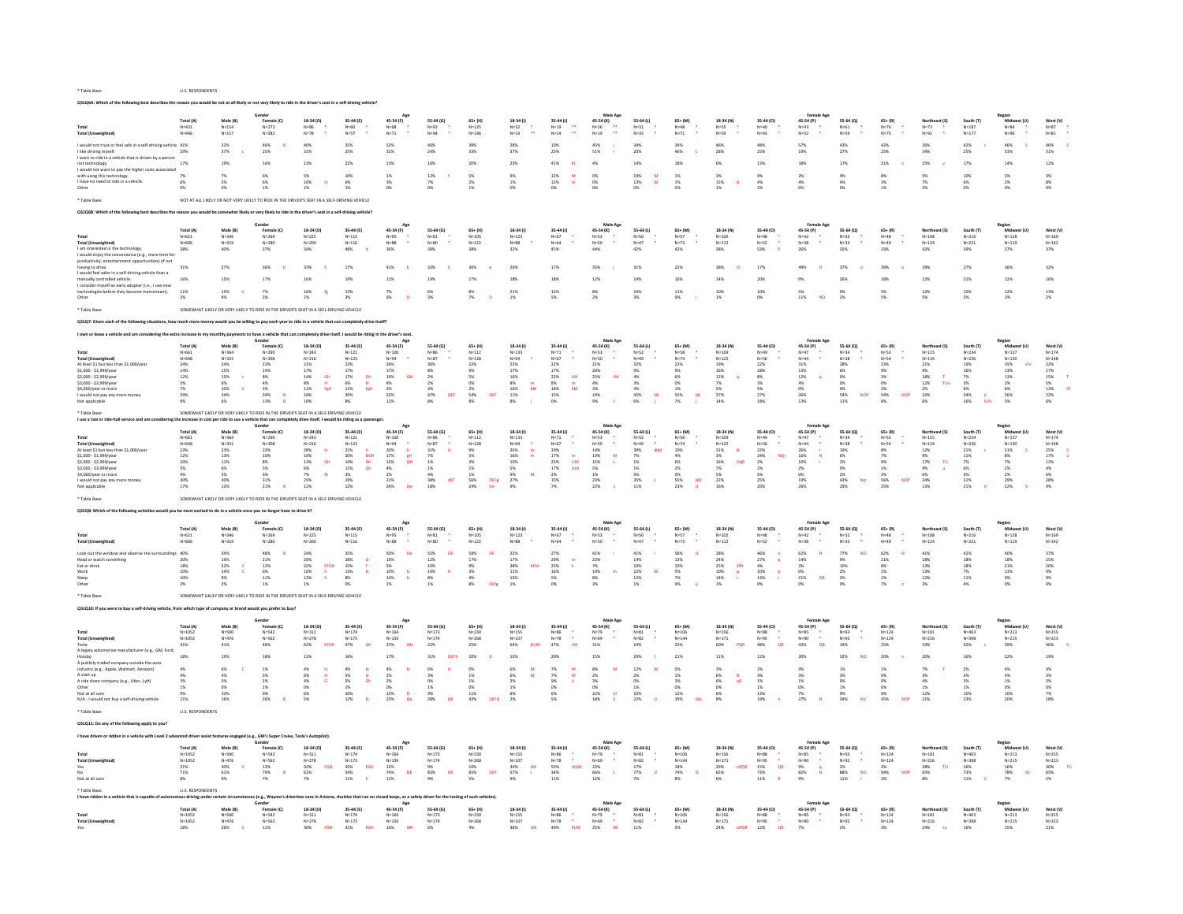* Table Base: U.S. RESPONDENTS

**QS1Q6A: Which of the following best describes the reason you would be not at all likely or not very likely to ride in the driver's seat in a self-driving vehicle?**

| | | Gender | | Age | | | | | Male Age | | | | | Female Age | | | | | Region | | | |
|---|---|---|---|---|---|---|---|---|---|---|---|---|---|---|---|---|---|---|---|---|---|---|
| | Total (A) | Male (B) | Female (C) | 18-34 (D) | 35-44 (E) | 45-54 (F) | 55-64 (G) | 65+ (H) | 18-34 (I) | 35-44 (J) | 45-54 (K) | 55-64 (L) | 65+ (M) | 18-34 (N) | 35-44 (O) | 45-54 (P) | 55-64 (Q) | 65+ (R) | Northeast (S) | South (T) | Midwest (U) | West (V) |
| Total | N=431 | N=154 | N=272 | N=86 * | N=60 * | N=68 * | N=92 * | N=125 | N=32 * | N=19 ** | N=26 ** | N=31 * | N=48 * | N=55 * | N=40 * | N=43 * | N=61 * | N=76 * | N=73 * | N=187 | N=84 * | N=87 * |
| Total (Unweighted) | N=446 | N=157 | N=282 | N=78 * | N=57 * | N=71 * | N=94 * | N=146 | N=19 ** | N=14 ** | N=19 ** | N=35 * | N=71 * | N=59 * | N=43 * | N=52 * | N=59 * | N=75 * | N=92 * | N=177 | N=96 * | N=81 * |
| I would not trust or feel safe in a self-driving vehicle. | 41% | 32% | 46% B | 40% | 35% | 52% | 40% | 39% | 28% | 10% | 45% j | 34% | 34% | 46% | 48% | 57% | 43% | 42% | 26% | 42% s | 46% S | 46% S |
| I like driving myself. | 29% | 37% c | 25% | 31% | 25% | 31% | 24% | 33% | 37% | 25% | 51% l | 20% | 46% L | 28% | 25% | 19% | 27% | 25% | 34% | 25% | 33% | 31% |
| I want to ride in a vehicle that is driven by a person not technology. | 17% | 19% | 16% | 13% | 22% | 13% | 16% | 20% | 25% | 41% Kl | 4% | 14% | 18% | 6% | 13% | 18% | 17% | 21% n | 25% v | 17% | 14% | 12% |
| I would not want to pay the higher costs associated with using this technology. | 7% | 7% | 6% | 5% | 10% | 1% | 12% f | 5% | 9% | 12% M | 0% | 19% M | 1% | 3% | 9% | 2% | 9% | 8% | 5% | 10% | 5% | 3% |
| I have no need to ride in a vehicle. | 6% | 5% | 6% | 10% H | 6% | 3% | 7% | 2% | 1% | 12% m | 0% | 13% M | 1% | 15% R | 4% | 4% | 4% | 3% | 7% | 6% | 2% | 8% |
| Other | 0% | 0% | 1% | 1% | 3% | 0% | 0% | 1% | 0% | 0% | 0% | 0% | 0% | 1% | 2% | 0% | 0% | 1% | 2% | 0% | 0% | 0% |

* Table Base: NOT AT ALL LIKELY OR NOT VERY LIKELY TO RIDE IN THE DRIVER'S SEAT IN A SELF-DRIVING VEHICLE

**QS1Q6B: Which of the following best describes the reason you would be somewhat likely or very likely to ride in the driver's seat in a self-driving vehicle?**

| | | Gender | | Age | | | | | Male Age | | | | | Female Age | | | | | Region | | | |
|---|---|---|---|---|---|---|---|---|---|---|---|---|---|---|---|---|---|---|---|---|---|---|
| | Total (A) | Male (B) | Female (C) | 18-34 (D) | 35-44 (E) | 45-54 (F) | 55-64 (G) | 65+ (H) | 18-34 (I) | 35-44 (J) | 45-54 (K) | 55-64 (L) | 65+ (M) | 18-34 (N) | 35-44 (O) | 45-54 (P) | 55-64 (Q) | 65+ (R) | Northeast (S) | South (T) | Midwest (U) | West (V) |
| Total | N=621 | N=346 | N=269 | N=225 | N=115 | N=95 * | N=81 * | N=105 | N=123 | N=67 * | N=53 * | N=50 * | N=58 * | N=102 | N=48 * | N=42 * | N=32 * | N=48 * | N=108 | N=216 | N=128 | N=169 |
| Total (Unweighted) | N=606 | N=319 | N=280 | N=200 | N=116 | N=88 * | N=80 * | N=122 | N=88 * | N=64 * | N=50 * | N=47 * | N=73 * | N=112 | N=52 * | N=38 * | N=33 * | N=49 * | N=124 | N=221 | N=119 | N=142 |
| I am interested in the technology. | 38% | 40% | 37% | 34% | 48% d | 36% | 39% | 38% | 32% | 45% | 44% | 42% | 42% | 38% | 53% P | 26% | 35% | 33% | 42% | 39% | 37% | 37% |
| I would enjoy the convenience (e.g., more time for productivity, entertainment opportunities) of not having to drive. | 31% | 27% | 36% b | 33% E | 17% | 41% E | 33% E | 30% e | 29% | 17% | 35% j | 31% | 22% | 38% O | 17% | 49% O | 37% o | 39% o | 29% | 27% | 36% | 32% |
| I would feel safer in a self-driving vehicle than a manually controlled vehicle. | 16% | 15% | 17% | 16% | 19% | 11% | 19% | 17% | 18% | 18% | 12% | 14% | 16% | 14% | 20% | 9% | 26% | 18% | 12% | 21% | 12% | 16% |
| I consider myself an early adopter (i.e., I use new technologies before they become mainstream). | 11% | 15% C | 7% | 16% fg | 13% | 7% | 6% | 8% | 21% | 15% | 8% | 10% | 11% | 10% | 10% | 5% | 0% | 5% | 12% | 10% | 12% | 13% |
| Other | 3% | 4% | 3% | 1% | 3% | 6% D | 3% | 7% D | 1% | 5% | 2% | 3% | 9% i | 1% | 0% | 11% NO | 2% | 5% | 5% | 3% | 3% | 2% |

* Table Base: SOMEWHAT LIKELY OR VERY LIKELY TO RIDE IN THE DRIVER'S SEAT IN A SELF-DRIVING VEHICLE

**QS1Q7: Given each of the following situations, how much more money would you be willing to pay each year to ride in a vehicle that can completely drive itself?**

**I own or lease a vehicle and am considering the extra increase in my monthly payments to have a vehicle that can completely drive itself. I would be riding in the driver's seat.**

| | | Gender | | Age | | | | | Male Age | | | | | Female Age | | | | | Region | | | |
|---|---|---|---|---|---|---|---|---|---|---|---|---|---|---|---|---|---|---|---|---|---|---|
| | Total (A) | Male (B) | Female (C) | 18-34 (D) | 35-44 (E) | 45-54 (F) | 55-64 (G) | 65+ (H) | 18-34 (I) | 35-44 (J) | 45-54 (K) | 55-64 (L) | 65+ (M) | 18-34 (N) | 35-44 (O) | 45-54 (P) | 55-64 (Q) | 65+ (R) | Northeast (S) | South (T) | Midwest (U) | West (V) |
| Total | N=661 | N=364 | N=290 | N=243 | N=121 | N=100 | N=86 * | N=112 | N=133 | N=71 * | N=53 * | N=52 * | N=58 * | N=109 | N=49 * | N=47 * | N=34 * | N=53 * | N=115 | N=234 | N=137 | N=174 |
| Total (Unweighted) | N=648 | N=331 | N=308 | N=216 | N=123 | N=94 * | N=87 * | N=128 | N=94 * | N=67 * | N=50 * | N=49 * | N=74 * | N=122 | N=56 * | N=44 * | N=38 * | N=54 * | N=134 | N=236 | N=130 | N=148 |
| At least $1 but less than $1,000/year | 24% | 24% | 23% | 21% | 22% | 26% | 30% | 22% | 23% | 22% | 21% | 32% | 22% | 19% | 22% | 31% | 28% | 23% | 21% | 19% | 35% sTv | 22% |
| $1,000 - $1,999/year | 14% | 15% | 14% | 17% | 17% | 8% | 9% | 9% | 17% | 17% | 20% | 9% | 9% | 16% | 18% | 13% | 6% | 9% | 9% | 16% | 13% | 17% |
| $2,000 - $2,999/year | 12% | 15% c | 8% | 14% GH | 17% GH | 19% GH | 2% | 5% | 16% | 22% LM | 25% LM | 4% | 6% | 12% q | 8% | 12% q | 0% | 3% | 18% T | 7% | 13% | 15% T |
| $3,000 - $3,999/year | 5% | 6% | 4% | 8% H | 6% H | 4% | 2% | 0% | 8% m | 8% m | 4% | 3% | 0% | 7% | 3% | 4% | 0% | 0% | 12% TUv | 3% | 2% | 5% |
| $4,000/year or more | 7% | 10% C | 3% | 11% FgH | 11% FgH | 2% | 3% | 2% | 16% kM | 16% kM | 3% | 4% | 1% | 5% | 5% | 0% | 0% | 3% | 2% | 6% | 6% | 13% ST |
| I would not pay any more money | 29% | 24% | 34% B | 18% | 20% | 22% | 47% DEF | 54% DEF | 11% | 15% | 19% | 42% IJk | 55% IJK | 27% | 27% | 26% | 54% NOP | 54% NOP | 32% | 34% V | 26% | 22% |
| Not applicable | 9% | 6% | 13% B | 10% | 8% | 11% | 8% | 8% | 8% j | 0% | 9% J | 6% j | 7% j | 14% | 18% | 13% | 11% | 8% | 6% | 16% SUV | 5% | 6% |

* Table Base: SOMEWHAT LIKELY OR VERY LIKELY TO RIDE IN THE DRIVER'S SEAT IN A SELF-DRIVING VEHICLE

**I use a taxi or ride-hail service and am considering the increase in cost per ride to use a vehicle that can completely drive itself. I would be riding as a passenger.**

| | | Gender | | Age | | | | | Male Age | | | | | Female Age | | | | | Region | | | |
|---|---|---|---|---|---|---|---|---|---|---|---|---|---|---|---|---|---|---|---|---|---|---|
| | Total (A) | Male (B) | Female (C) | 18-34 (D) | 35-44 (E) | 45-54 (F) | 55-64 (G) | 65+ (H) | 18-34 (I) | 35-44 (J) | 45-54 (K) | 55-64 (L) | 65+ (M) | 18-34 (N) | 35-44 (O) | 45-54 (P) | 55-64 (Q) | 65+ (R) | Northeast (S) | South (T) | Midwest (U) | West (V) |
| Total | N=661 | N=364 | N=290 | N=243 | N=121 | N=100 | N=86 * | N=112 | N=133 | N=71 * | N=53 * | N=52 * | N=58 * | N=109 | N=49 * | N=47 * | N=34 * | N=53 * | N=115 | N=234 | N=137 | N=174 |
| Total (Unweighted) | N=648 | N=331 | N=308 | N=216 | N=123 | N=94 * | N=87 * | N=128 | N=94 * | N=67 * | N=50 * | N=49 * | N=74 * | N=122 | N=56 * | N=44 * | N=38 * | N=54 * | N=134 | N=236 | N=130 | N=148 |
| At least $1 but less than $1,000/year | 23% | 23% | 23% | 28% H | 21% h | 20% h | 31% H | 9% | 26% m | 20% m | 14% | 39% jKM | 10% | 31% R | 22% | 26% r | 18% | 8% | 12% | 21% s | 31% S | 25% S |
| $1,000 - $1,999/year | 12% | 13% | 10% | 10% | 20% DGH | 17% gH | 7% | 5% | 16% m | 17% m | 19% M | 7% | 4% | 3% | 24% NQr | 16% N | 6% | 7% | 9% | 11% | 8% | 17% u |
| $2,000 - $2,999/year | 10% | 11% | 8% | 13% GH | 14% GH | 13% GH | 1% | 3% | 10% | 23% LM | 15% L | 1% | 6% | 16% OqR | 2% | 10% r | 2% | 0% | 17% TU | 7% | 7% | 12% |
| $3,000 - $3,999/year | 5% | 6% | 3% | 6% | 11% GH | 4% | 1% | 1% | 5% | 17% LLM | 5% | 1% | 2% | 7% | 2% | 2% | 0% | 1% | 9% u | 6% | 2% | 4% |
| $4,000/year or more | 4% | 5% | 3% | 7% fh | 3% | 1% | 4% | 1% | 9% M | 2% | 1% | 5% | 0% | 5% | 5% | 0% | 2% | 2% | 6% | 3% | 2% | 6% |
| I would not pay any more money | 30% | 30% | 31% | 25% | 19% | 21% | 38% dEf | 56% DEFg | 27% | 15% | 23% | 35% J | 55% IJKl | 22% | 25% | 19% | 43% Np | 56% NOP | 34% | 31% | 29% | 28% |
| Not applicable | 17% | 13% | 21% B | 12% | 12% | 24% De | 18% | 24% De | 9% | 7% | 22% ij | 11% | 23% IJ | 16% | 20% | 26% | 29% | 25% | 13% | 21% V | 22% V | 9% |

* Table Base: SOMEWHAT LIKELY OR VERY LIKELY TO RIDE IN THE DRIVER'S SEAT IN A SELF-DRIVING VEHICLE

**QS1Q8: Which of the following activities would you be most excited to do in a vehicle once you no longer have to drive it?**

| | | Gender | | Age | | | | | Male Age | | | | | Female Age | | | | | Region | | | |
|---|---|---|---|---|---|---|---|---|---|---|---|---|---|---|---|---|---|---|---|---|---|---|
| | Total (A) | Male (B) | Female (C) | 18-34 (D) | 35-44 (E) | 45-54 (F) | 55-64 (G) | 65+ (H) | 18-34 (I) | 35-44 (J) | 45-54 (K) | 55-64 (L) | 65+ (M) | 18-34 (N) | 35-44 (O) | 45-54 (P) | 55-64 (Q) | 65+ (R) | Northeast (S) | South (T) | Midwest (U) | West (V) |
| Total | N=621 | N=346 | N=269 | N=225 | N=115 | N=95 * | N=81 * | N=105 | N=123 | N=67 * | N=53 * | N=50 * | N=57 * | N=102 | N=48 * | N=42 * | N=32 * | N=48 * | N=108 | N=216 | N=137 | N=169 |
| Total (Unweighted) | N=606 | N=319 | N=280 | N=200 | N=116 | N=88 * | N=80 * | N=122 | N=88 * | N=64 * | N=50 * | N=47 * | N=73 * | N=112 | N=52 * | N=38 * | N=33 * | N=49 * | N=124 | N=221 | N=119 | N=142 |
| Look out the window and observe the surroundings | 40% | 34% | 48% B | 24% | 35% | 50% De | 55% DE | 59% DE | 22% | 27% | 41% i | 41% i | 56% IJ | 28% | 46% n | 62% N | 77% NO | 62% N | 41% | 42% | 40% | 37% |
| Read or watch something | 20% | 19% | 21% | 20% | 28% G | 19% | 12% | 17% | 17% | 29% m | 23% | 14% | 13% | 24% | 27% q | 14% | 9% | 21% | 18% | 18% | 18% | 25% |
| Eat or drink | 18% | 22% C | 13% | 32% EFGH | 15% F | 5% | 10% | 9% | 38% KLM | 23% k | 7% | 10% | 10% | 25% OPr | 4% | 3% | 10% | 8% | 13% | 18% | 21% | 20% |
| Work | 10% | 14% C | 6% | 10% h | 13% H | 10% h | 14% H | 3% | 11% | 16% | 19% m | 22% M | 5% | 10% p | 10% p | 0% | 2% | 1% | 13% | 7% | 13% | 9% |
| Sleep | 10% | 9% | 11% | 13% h | 8% | 14% h | 8% | 4% | 13% | 5% | 8% | 12% | 7% | 14% r | 13% r | 21% QR | 2% | 1% | 12% | 11% | 9% | 9% |
| Other | 2% | 2% | 1% | 1% | 0% | 1% | 1% | 8% DEfg | 1% | 0% | 3% | 1% | 9% Ij | 1% | 0% | 0% | 0% | 7% n | 3% | 4% | 0% | 0% |

* Table Base: SOMEWHAT LIKELY OR VERY LIKELY TO RIDE IN THE DRIVER'S SEAT IN A SELF-DRIVING VEHICLE

**QS1Q10: If you were to buy a self-driving vehicle, from which type of company or brand would you prefer to buy?**

| | | Gender | | Age | | | | | Male Age | | | | | Female Age | | | | | Region | | | |
|---|---|---|---|---|---|---|---|---|---|---|---|---|---|---|---|---|---|---|---|---|---|---|
| | Total (A) | Male (B) | Female (C) | 18-34 (D) | 35-44 (E) | 45-54 (F) | 55-64 (G) | 65+ (H) | 18-34 (I) | 35-44 (J) | 45-54 (K) | 55-64 (L) | 65+ (M) | 18-34 (N) | 35-44 (O) | 45-54 (P) | 55-64 (Q) | 65+ (R) | Northeast (S) | South (T) | Midwest (U) | West (V) |
| Total | N=1052 | N=500 | N=542 | N=311 | N=174 | N=164 | N=173 | N=230 | N=155 | N=86 * | N=79 * | N=81 * | N=106 | N=156 | N=88 * | N=85 * | N=93 * | N=124 | N=181 | N=403 | N=213 | N=255 |
| Total (Unweighted) | N=1052 | N=476 | N=562 | N=278 | N=173 | N=159 | N=174 | N=268 | N=107 | N=78 * | N=69 * | N=82 * | N=144 | N=171 | N=95 * | N=90 * | N=92 * | N=124 | N=216 | N=398 | N=215 | N=223 |
| Tesla | 41% | 41% | 40% | 62% EFGH | 47% GH | 37% GH | 22% | 25% | 64% jKLM | 47% LM | 31% | 24% | 25% | 60% PQR | 48% QR | 43% QR | 19% | 25% | 33% | 42% s | 39% | 46% S |
| A legacy automotive manufacturer (e.g., GM, Ford, Honda) | 18% | 19% | 18% | 12% | 16% | 17% | 31% DEFh | 20% D | 13% | 20% | 15% | 29% | 21% | 11% | 12% | 20% | 32% NO | 20% n | 20% | 16% | 22% | 19% |
| A publicly traded company outside the auto industry (e.g., Apple, Walmart, Amazon) | 4% | 6% C | 1% | 4% H | 4% H | 4% H | 6% H | 0% | 6% M | 7% M | 8% M | 12% M | 0% | 3% | 2% | 0% | 1% | 1% | 7% T | 2% | 4% | 4% |
| A start up | 4% | 4% | 3% | 6% H | 5% H | 4% | 3% | 1% | 6% M | 7% M | 2% | 2% | 1% | 6% R | 3% | 3% | 3% | 0% | 3% | 3% | 4% | 3% |
| A ride share company (e.g., Uber, Lyft) | 3% | 3% | 2% | 4% G | 5% G | 2% | 0% | 1% | 2% | 9% G | 3% | 0% | 3% | 6% qR | 1% | 3% | 0% | 0% | 4% | 3% | 1% | 3% |
| Other | 1% | 0% | 1% | 0% | 1% | 0% | 1% | 1% | 0% | 0% | 0% | 1% | 0% | 0% | 1% | 1% | 0% | 1% | 1% | 1% | 0% | 0% |
| Not at all sure | 9% | 10% | 9% | 6% | 10% | 15% D | 9% | 11% | 6% | 10% | 22% IJ | 10% | 12% | 6% | 13% | 7% | 9% | 9% | 12% | 10% | 10% | 7% |
| N/A - I would not buy a self-driving vehicle | 21% | 16% | 26% B | 5% | 12% D | 22% De | 28% DE | 42% DEFG | 2% | 5% | 18% Ij | 22% IJ | 39% IJKL | 8% | 19% n | 27% N | 34% No | 45% NOP | 21% | 23% | 20% | 18% |

* Table Base: U.S. RESPONDENTS

**QS1Q11: Do any of the following apply to you?**

**I have driven or ridden in a vehicle with Level 2 advanced driver assist features engaged (e.g., GM's Super Cruise, Tesla's Autopilot).**

| | | Gender | | Age | | | | | Male Age | | | | | Female Age | | | | | Region | | | |
|---|---|---|---|---|---|---|---|---|---|---|---|---|---|---|---|---|---|---|---|---|---|---|
| | Total (A) | Male (B) | Female (C) | 18-34 (D) | 35-44 (E) | 45-54 (F) | 55-64 (G) | 65+ (H) | 18-34 (I) | 35-44 (J) | 45-54 (K) | 55-64 (L) | 65+ (M) | 18-34 (N) | 35-44 (O) | 45-54 (P) | 55-64 (Q) | 65+ (R) | Northeast (S) | South (T) | Midwest (U) | West (V) |
| Total | N=1052 | N=500 | N=542 | N=311 | N=174 | N=164 | N=173 | N=230 | N=155 | N=86 * | N=79 * | N=81 * | N=106 | N=156 | N=88 * | N=85 * | N=93 * | N=124 | N=181 | N=403 | N=213 | N=255 |
| Total (Unweighted) | N=1052 | N=476 | N=562 | N=278 | N=173 | N=159 | N=174 | N=268 | N=107 | N=78 * | N=69 * | N=82 * | N=144 | N=171 | N=95 * | N=90 * | N=92 * | N=124 | N=216 | N=398 | N=215 | N=223 |
| Yes | 21% | 30% C | 13% | 32% FGH | 35% FGH | 15% | 9% | 10% | 34% LM | 55% IKLM | 22% | 17% | 18% | 29% oPQR | 15% QR | 9% q | 2% | 3% | 28% TU | 16% | 16% | 30% TU |
| No | 71% | 61% | 79% B | 61% | 54% | 74% DE | 83% DE | 85% DEF | 57% J | 34% | 66% J | 77% IJ | 74% IJ | 65% | 73% | 82% N | 88% NO | 94% NOP | 65% | 73% | 78% SV | 65% |
| Not at all sure | 8% | 9% | 7% | 7% | 11% f | 11% | 9% | 5% | 9% | 11% | 12% | 7% | 8% | 6% | 11% R | 9% | 11% r | 3% | 8% | 11% V | 7% | 5% |

* Table Base: U.S. RESPONDENTS

**I have ridden in a vehicle that is capable of autonomous driving under certain circumstances (e.g., Waymo's driverless vans in Arizona, shuttles that run on closed loops, as a safety driver for the testing of such vehicles).**

| | | Gender | | Age | | | | | Male Age | | | | | Female Age | | | | | Region | | | |
|---|---|---|---|---|---|---|---|---|---|---|---|---|---|---|---|---|---|---|---|---|---|---|
| | Total (A) | Male (B) | Female (C) | 18-34 (D) | 35-44 (E) | 45-54 (F) | 55-64 (G) | 65+ (H) | 18-34 (I) | 35-44 (J) | 45-54 (K) | 55-64 (L) | 65+ (M) | 18-34 (N) | 35-44 (O) | 45-54 (P) | 55-64 (Q) | 65+ (R) | Northeast (S) | South (T) | Midwest (U) | West (V) |
| Total | N=1052 | N=500 | N=542 | N=311 | N=174 | N=164 | N=173 | N=230 | N=155 | N=86 * | N=79 * | N=81 * | N=106 | N=156 | N=88 * | N=85 * | N=93 * | N=124 | N=181 | N=403 | N=213 | N=255 |
| Total (Unweighted) | N=1052 | N=476 | N=562 | N=278 | N=173 | N=159 | N=174 | N=268 | N=107 | N=78 * | N=69 * | N=82 * | N=144 | N=171 | N=95 * | N=90 * | N=92 * | N=124 | N=216 | N=398 | N=215 | N=223 |
| Yes | 18% | 26% C | 11% | 30% FGH | 31% FGH | 16% GH | 6% | 4% | 36% LM | 49% KLM | 25% lM | 11% | 5% | 24% oPQR | 12% QR | 7% | 2% | 3% | 24% tu | 16% | 15% | 21% |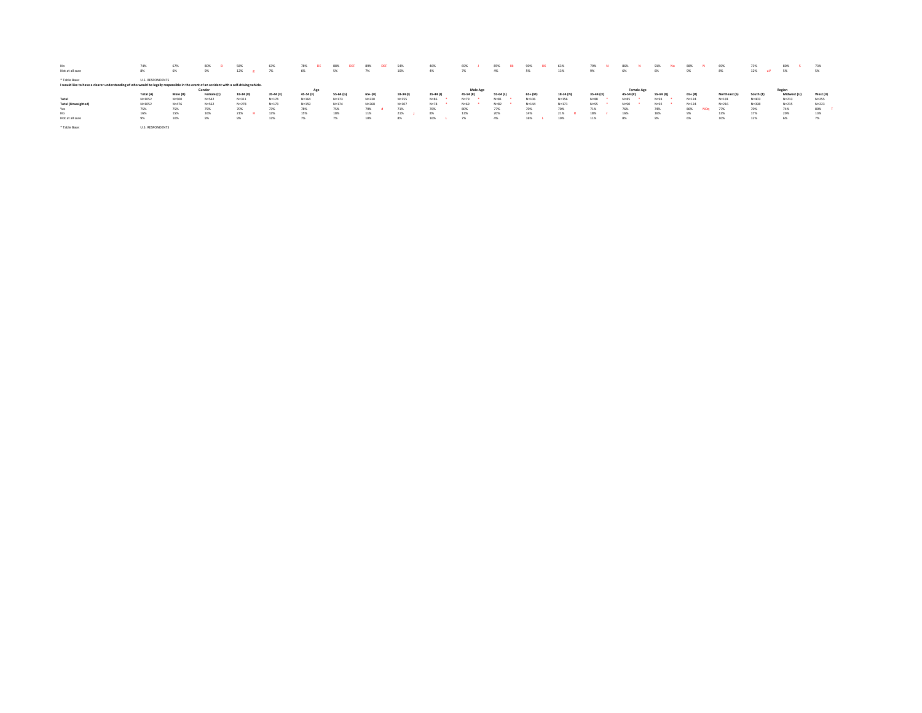| | Total (A) | Male (B) | Female (C) | 18-34 (D) | 35-44 (E) | 45-54 (F) | 55-64 (G) | 65+ (H) | 18-34 (I) | 35-44 (J) | 45-54 (K) | 55-64 (L) | 65+ (M) | 18-34 (N) | 35-44 (O) | 45-54 (P) | 55-64 (Q) | 65+ (R) | Northeast (S) | South (T) | Midwest (U) | West (V) |
|---|---|---|---|---|---|---|---|---|---|---|---|---|---|---|---|---|---|---|---|---|---|---|
| No | 74% | 67% | 80% B | 58% | 63% | 78% DE | 88% DEF | 89% DEF | 54% | 46% | 69% J | 85% IJk | 90% IJK | 63% | 79% N | 86% N | 91% No | 88% N | 69% | 73% | 80% S | 73% |
| Not at all sure | 8% | 6% | 9% | 12% g | 7% | 6% | 5% | 7% | 10% | 4% | 7% | 4% | 5% | 13% | 9% | 6% | 6% | 9% | 8% | 12% uV | 5% | 5% |

* Table Base: U.S. RESPONDENTS

**I would like to have a clearer understanding of who would be legally responsible in the event of an accident with a self-driving vehicle.**

| | | Gender | | Age | | | | | Male Age | | | | | Female Age | | | | | Region | | | |
|---|---|---|---|---|---|---|---|---|---|---|---|---|---|---|---|---|---|---|---|---|---|---|
| | **Total (A)** | **Male (B)** | **Female (C)** | **18-34 (D)** | **35-44 (E)** | **45-54 (F)** | **55-64 (G)** | **65+ (H)** | **18-34 (I)** | **35-44 (J)** | **45-54 (K)** | **55-64 (L)** | **65+ (M)** | **18-34 (N)** | **35-44 (O)** | **45-54 (P)** | **55-64 (Q)** | **65+ (R)** | **Northeast (S)** | **South (T)** | **Midwest (U)** | **West (V)** |
| **Total** | N=1052 | N=500 | N=542 | N=311 | N=174 | N=164 | N=173 | N=230 | N=155 | N=86 * | N=79 * | N=81 * | N=106 | N=156 | N=88 * | N=85 * | N=93 * | N=124 | N=181 | N=403 | N=213 | N=255 |
| **Total (Unweighted)** | N=1052 | N=476 | N=562 | N=278 | N=173 | N=159 | N=174 | N=268 | N=107 | N=78 * | N=69 * | N=82 * | N=144 | N=171 | N=95 * | N=90 * | N=92 * | N=124 | N=216 | N=398 | N=215 | N=223 |
| Yes | 75% | 75% | 75% | 70% | 73% | 78% | 75% | 79% d | 71% | 76% | 80% | 77% | 70% | 70% | 71% | 76% | 74% | 86% NOq | 77% | 70% | 74% | 80% T |
| No | 16% | 15% | 16% | 21% H | 13% | 15% | 18% | 11% | 21% j | 6% | 13% | 20% | 14% | 21% R | 18% r | 16% | 16% | 9% | 13% | 17% | 20% | 13% |
| Not at all sure | 9% | 10% | 9% | 9% | 13% | 7% | 7% | 10% | 8% | 16% L | 7% | 4% | 16% L | 10% | 11% | 8% | 9% | 6% | 10% | 12% | 6% | 7% |

* Table Base: U.S. RESPONDENTS